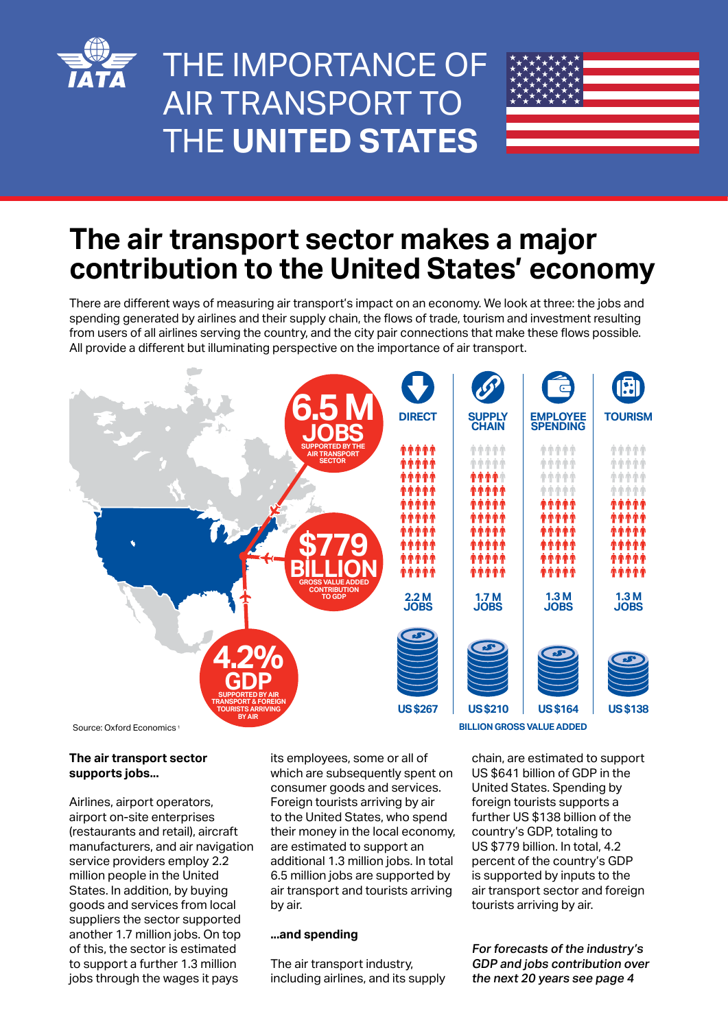# THE IMPORTANCE OF AIR TRANSPORT TO THE **UNITED STATES**

## The air transport sector makes a major contribution to the United States' economy

There are different ways of measuring air transport's impact on an economy. We look at three: the jobs and spending generated by airlines and their supply chain, the flows of trade, tourism and investment resulting from users of all airlines serving the country, and the city pair connections that make these flows possible. All provide a different but illuminating perspective on the importance of air transport.

**6.5 M JOBS** SUPPORTED BY THE AIR TRANSPORT SECTOR

**$779 BILLION** GROSS VALUE ADDED CONTRIBUTION TO GDP

**4.2% GDP** SUPPORTED BY AIR TRANSPORT & FOREIGN TOURISTS ARRIVING BY AIR

| | DIRECT | SUPPLY CHAIN | EMPLOYEE SPENDING | TOURISM |
|---|---|---|---|---|
| Jobs | 2.2 M JOBS | 1.7 M JOBS | 1.3 M JOBS | 1.3 M JOBS |
| BILLION GROSS VALUE ADDED | US $267 | US $210 | US $164 | US $138 |

Source: Oxford Economics [1]

**The air transport sector supports jobs...**

Airlines, airport operators, airport on-site enterprises (restaurants and retail), aircraft manufacturers, and air navigation service providers employ 2.2 million people in the United States. In addition, by buying goods and services from local suppliers the sector supported another 1.7 million jobs. On top of this, the sector is estimated to support a further 1.3 million jobs through the wages it pays its employees, some or all of which are subsequently spent on consumer goods and services. Foreign tourists arriving by air to the United States, who spend their money in the local economy, are estimated to support an additional 1.3 million jobs. In total 6.5 million jobs are supported by air transport and tourists arriving by air.

**...and spending**

The air transport industry, including airlines, and its supply chain, are estimated to support US $641 billion of GDP in the United States. Spending by foreign tourists supports a further US $138 billion of the country's GDP, totaling to US $779 billion. In total, 4.2 percent of the country's GDP is supported by inputs to the air transport sector and foreign tourists arriving by air.

*For forecasts of the industry's GDP and jobs contribution over the next 20 years see page 4*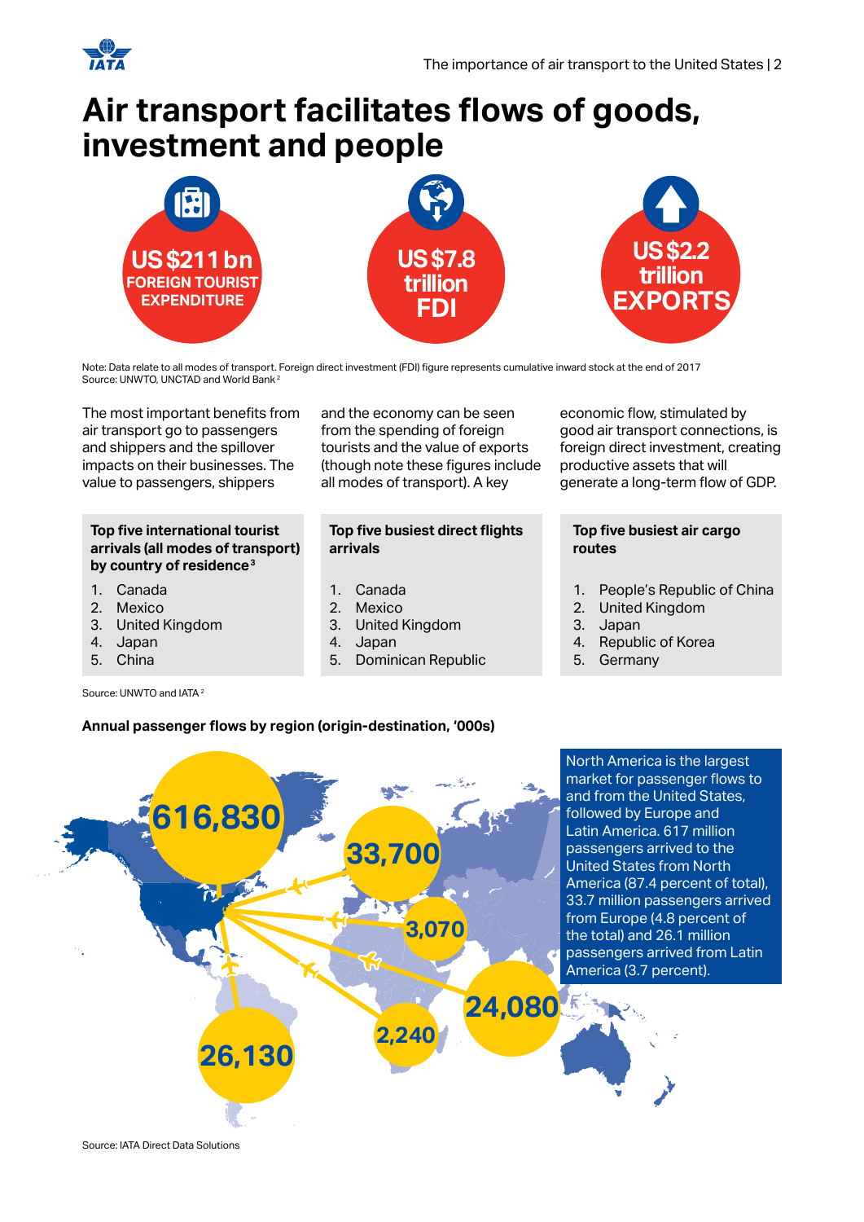# Air transport facilitates flows of goods, investment and people

**US $211 bn** FOREIGN TOURIST EXPENDITURE

**US $7.8 trillion** FDI

**US $2.2 trillion** EXPORTS

Note: Data relate to all modes of transport. Foreign direct investment (FDI) figure represents cumulative inward stock at the end of 2017
Source: UNWTO, UNCTAD and World Bank[2]

The most important benefits from air transport go to passengers and shippers and the spillover impacts on their businesses. The value to passengers, shippers and the economy can be seen from the spending of foreign tourists and the value of exports (though note these figures include all modes of transport). A key economic flow, stimulated by good air transport connections, is foreign direct investment, creating productive assets that will generate a long-term flow of GDP.

**Top five international tourist arrivals (all modes of transport) by country of residence[3]**

1. Canada
2. Mexico
3. United Kingdom
4. Japan
5. China

**Top five busiest direct flights arrivals**

1. Canada
2. Mexico
3. United Kingdom
4. Japan
5. Dominican Republic

**Top five busiest air cargo routes**

1. People's Republic of China
2. United Kingdom
3. Japan
4. Republic of Korea
5. Germany

Source: UNWTO and IATA[2]

**Annual passenger flows by region (origin-destination, '000s)**

616,830

33,700

3,070

24,080

2,240

26,130

North America is the largest market for passenger flows to and from the United States, followed by Europe and Latin America. 617 million passengers arrived to the United States from North America (87.4 percent of total), 33.7 million passengers arrived from Europe (4.8 percent of the total) and 26.1 million passengers arrived from Latin America (3.7 percent).

Source: IATA Direct Data Solutions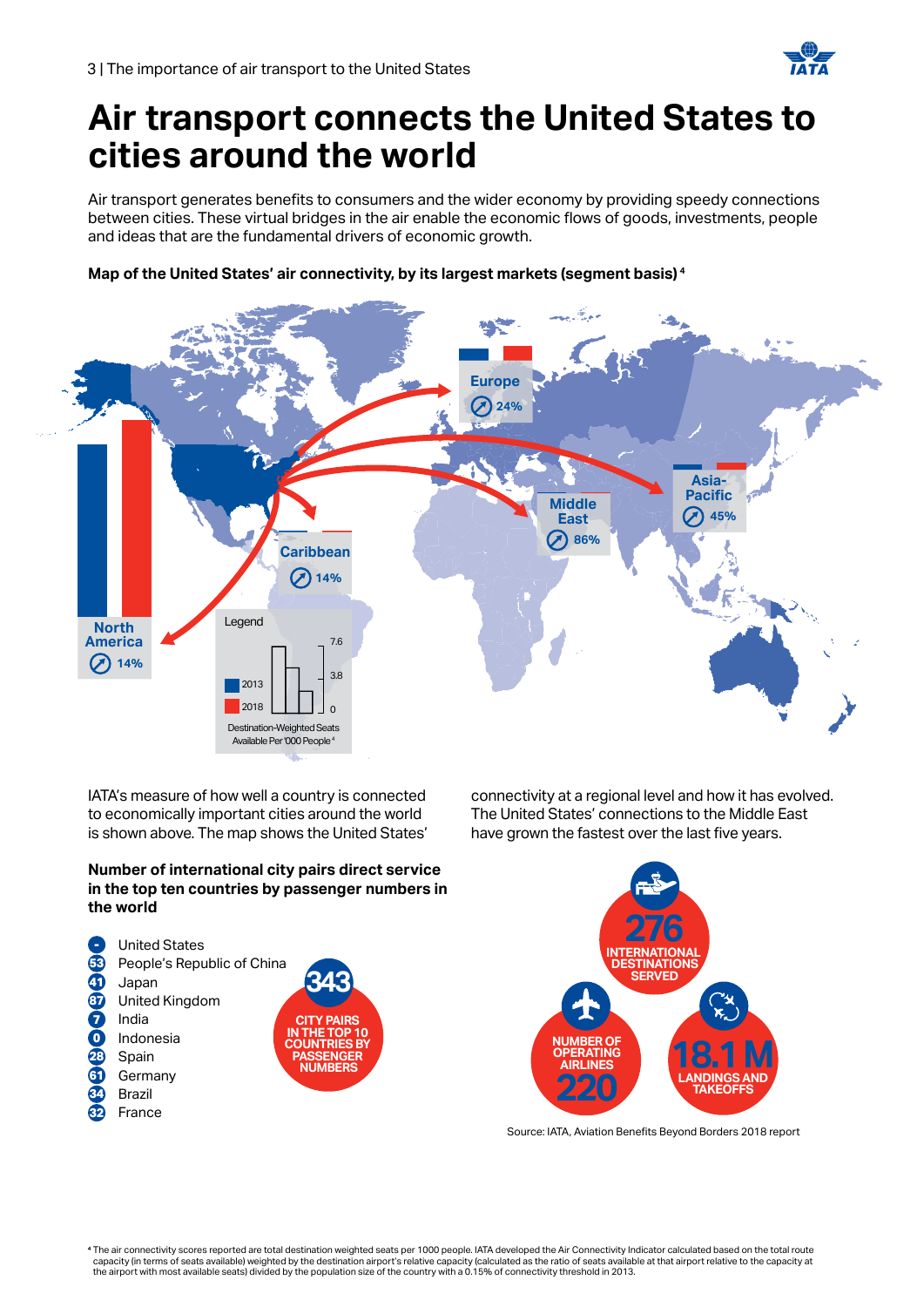# Air transport connects the United States to cities around the world

Air transport generates benefits to consumers and the wider economy by providing speedy connections between cities. These virtual bridges in the air enable the economic flows of goods, investments, people and ideas that are the fundamental drivers of economic growth.

**Map of the United States' air connectivity, by its largest markets (segment basis)** [4]

Europe 24%

Asia-Pacific 45%

Middle East 86%

Caribbean 14%

North America 14%

Legend: 2013, 2018 — Destination-Weighted Seats Available Per '000 People [4] (scale: 0, 3.8, 7.6)

IATA's measure of how well a country is connected to economically important cities around the world is shown above. The map shows the United States' connectivity at a regional level and how it has evolved. The United States' connections to the Middle East have grown the fastest over the last five years.

**Number of international city pairs direct service in the top ten countries by passenger numbers in the world**

- \- United States
- 53 People's Republic of China
- 41 Japan
- 87 United Kingdom
- 7 India
- 0 Indonesia
- 28 Spain
- 61 Germany
- 34 Brazil
- 32 France

**343** CITY PAIRS IN THE TOP 10 COUNTRIES BY PASSENGER NUMBERS

**276** INTERNATIONAL DESTINATIONS SERVED

**220** NUMBER OF OPERATING AIRLINES

**18.1 M** LANDINGS AND TAKEOFFS

Source: IATA, Aviation Benefits Beyond Borders 2018 report

[4] The air connectivity scores reported are total destination weighted seats per 1000 people. IATA developed the Air Connectivity Indicator calculated based on the total route capacity (in terms of seats available) weighted by the destination airport's relative capacity (calculated as the ratio of seats available at that airport relative to the capacity at the airport with most available seats) divided by the population size of the country with a 0.15% of connectivity threshold in 2013.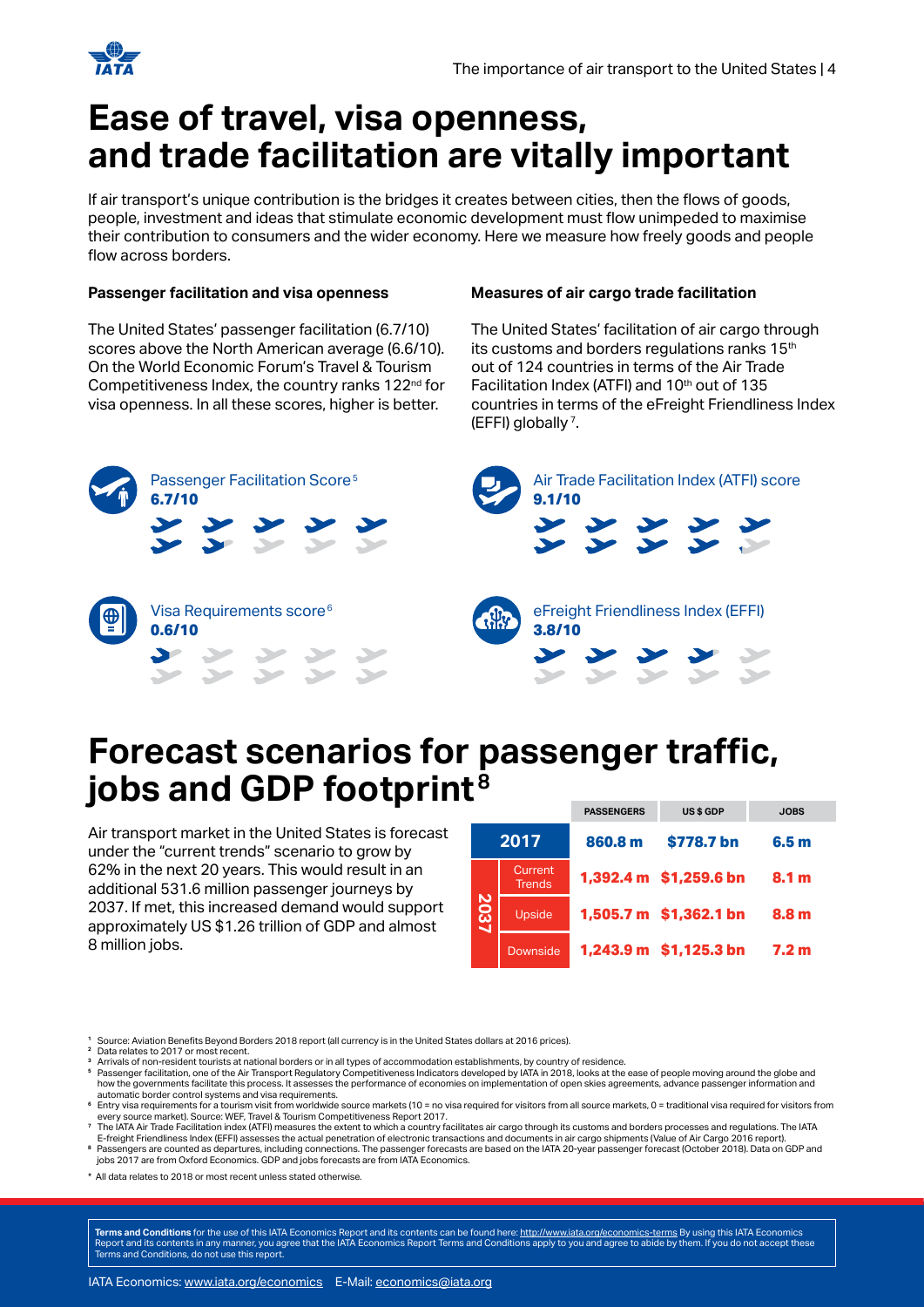# Ease of travel, visa openness, and trade facilitation are vitally important

If air transport's unique contribution is the bridges it creates between cities, then the flows of goods, people, investment and ideas that stimulate economic development must flow unimpeded to maximise their contribution to consumers and the wider economy. Here we measure how freely goods and people flow across borders.

### Passenger facilitation and visa openness

The United States' passenger facilitation (6.7/10) scores above the North American average (6.6/10). On the World Economic Forum's Travel & Tourism Competitiveness Index, the country ranks 122nd for visa openness. In all these scores, higher is better.

Passenger Facilitation Score[5]
**6.7/10**

Visa Requirements score[6]
**0.6/10**

### Measures of air cargo trade facilitation

The United States' facilitation of air cargo through its customs and borders regulations ranks 15th out of 124 countries in terms of the Air Trade Facilitation Index (ATFI) and 10th out of 135 countries in terms of the eFreight Friendliness Index (EFFI) globally[7].

Air Trade Facilitation Index (ATFI) score
**9.1/10**

eFreight Friendliness Index (EFFI)
**3.8/10**

# Forecast scenarios for passenger traffic, jobs and GDP footprint[8]

Air transport market in the United States is forecast under the "current trends" scenario to grow by 62% in the next 20 years. This would result in an additional 531.6 million passenger journeys by 2037. If met, this increased demand would support approximately US $1.26 trillion of GDP and almost 8 million jobs.

| | | PASSENGERS | US $ GDP | JOBS |
|---|---|---|---|---|
| 2017 | | 860.8 m | $778.7 bn | 6.5 m |
| 2037 | Current Trends | 1,392.4 m | $1,259.6 bn | 8.1 m |
| | Upside | 1,505.7 m | $1,362.1 bn | 8.8 m |
| | Downside | 1,243.9 m | $1,125.3 bn | 7.2 m |

[1] Source: Aviation Benefits Beyond Borders 2018 report (all currency is in the United States dollars at 2016 prices).
[2] Data relates to 2017 or most recent.
[3] Arrivals of non-resident tourists at national borders or in all types of accommodation establishments, by country of residence.
[5] Passenger facilitation, one of the Air Transport Regulatory Competitiveness Indicators developed by IATA in 2018, looks at the ease of people moving around the globe and how the governments facilitate this process. It assesses the performance of economies on implementation of open skies agreements, advance passenger information and automatic border control systems and visa requirements.
[6] Entry visa requirements for a tourism visit from worldwide source markets (10 = no visa required for visitors from all source markets, 0 = traditional visa required for visitors from every source market). Source: WEF, Travel & Tourism Competitiveness Report 2017.
[7] The IATA Air Trade Facilitation index (ATFI) measures the extent to which a country facilitates air cargo through its customs and borders processes and regulations. The IATA E-freight Friendliness Index (EFFI) assesses the actual penetration of electronic transactions and documents in air cargo shipments (Value of Air Cargo 2016 report).
[8] Passengers are counted as departures, including connections. The passenger forecasts are based on the IATA 20-year passenger forecast (October 2018). Data on GDP and jobs 2017 are from Oxford Economics. GDP and jobs forecasts are from IATA Economics.

* All data relates to 2018 or most recent unless stated otherwise.

**Terms and Conditions** for the use of this IATA Economics Report and its contents can be found here: http://www.iata.org/economics-terms By using this IATA Economics Report and its contents in any manner, you agree that the IATA Economics Report Terms and Conditions apply to you and agree to abide by them. If you do not accept these Terms and Conditions, do not use this report.

IATA Economics: www.iata.org/economics E-Mail: economics@iata.org